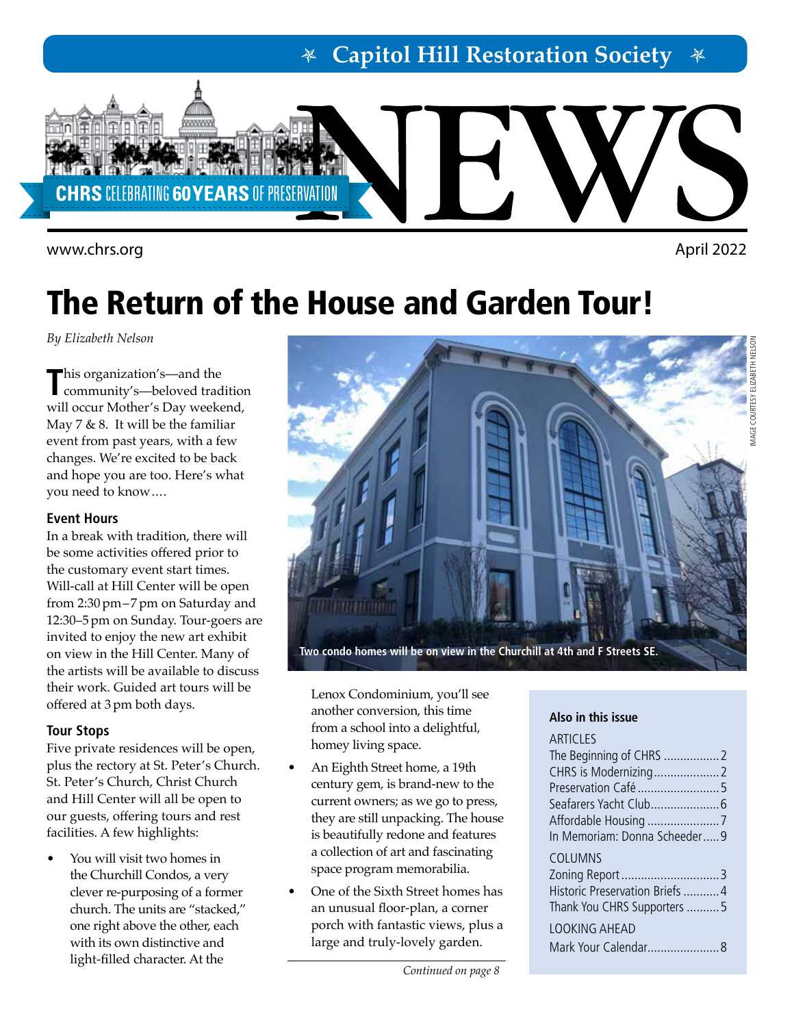# Capitol Hill Restoration Society

# NEWS

CHRS CELEBRATING 60 YEARS OF PRESERVATION

www.chrs.org

April 2022

## The Return of the House and Garden Tour!

*By Elizabeth Nelson*

This organization's—and the community's—beloved tradition will occur Mother's Day weekend, May 7 & 8. It will be the familiar event from past years, with a few changes. We're excited to be back and hope you are too. Here's what you need to know….

### Event Hours

In a break with tradition, there will be some activities offered prior to the customary event start times. Will-call at Hill Center will be open from 2:30 pm–7 pm on Saturday and 12:30–5 pm on Sunday. Tour-goers are invited to enjoy the new art exhibit on view in the Hill Center. Many of the artists will be available to discuss their work. Guided art tours will be offered at 3 pm both days.

### Tour Stops

Five private residences will be open, plus the rectory at St. Peter's Church. St. Peter's Church, Christ Church and Hill Center will all be open to our guests, offering tours and rest facilities. A few highlights:

- You will visit two homes in the Churchill Condos, a very clever re-purposing of a former church. The units are "stacked," one right above the other, each with its own distinctive and light-filled character. At the Lenox Condominium, you'll see another conversion, this time from a school into a delightful, homey living space.
- An Eighth Street home, a 19th century gem, is brand-new to the current owners; as we go to press, they are still unpacking. The house is beautifully redone and features a collection of art and fascinating space program memorabilia.
- One of the Sixth Street homes has an unusual floor-plan, a corner porch with fantastic views, plus a large and truly-lovely garden.

*Continued on page 8*

Two condo homes will be on view in the Churchill at 4th and F Streets SE.

IMAGE COURTESY ELIZABETH NELSON

**Also in this issue**

ARTICLES
- The Beginning of CHRS ....... 2
- CHRS is Modernizing ....... 2
- Preservation Café ....... 5
- Seafarers Yacht Club ....... 6
- Affordable Housing ....... 7
- In Memoriam: Donna Scheeder ....... 9

COLUMNS
- Zoning Report ....... 3
- Historic Preservation Briefs ....... 4
- Thank You CHRS Supporters ....... 5

LOOKING AHEAD
- Mark Your Calendar ....... 8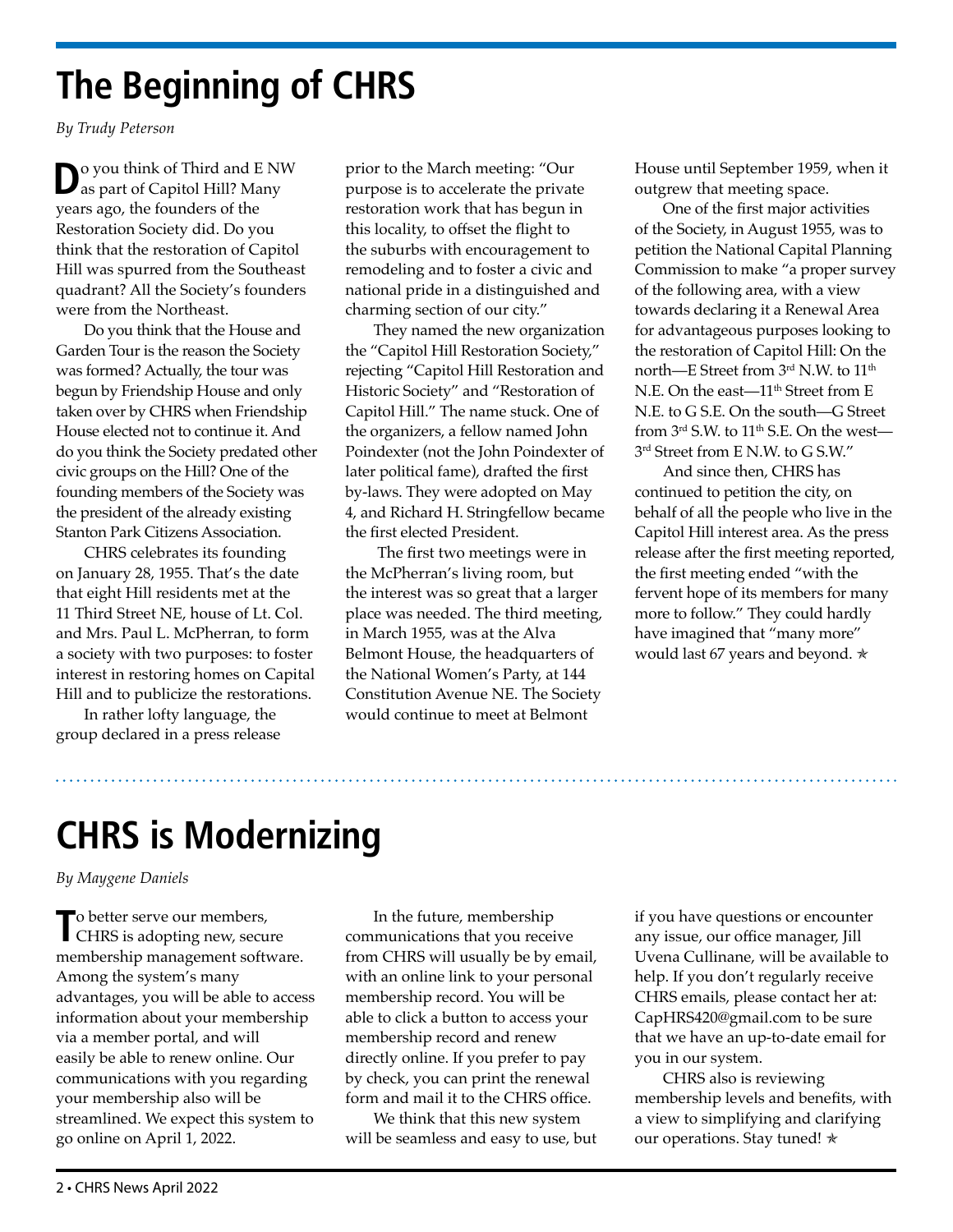# The Beginning of CHRS

*By Trudy Peterson*

Do you think of Third and E NW as part of Capitol Hill? Many years ago, the founders of the Restoration Society did. Do you think that the restoration of Capitol Hill was spurred from the Southeast quadrant? All the Society's founders were from the Northeast.

Do you think that the House and Garden Tour is the reason the Society was formed? Actually, the tour was begun by Friendship House and only taken over by CHRS when Friendship House elected not to continue it. And do you think the Society predated other civic groups on the Hill? One of the founding members of the Society was the president of the already existing Stanton Park Citizens Association.

CHRS celebrates its founding on January 28, 1955. That's the date that eight Hill residents met at the 11 Third Street NE, house of Lt. Col. and Mrs. Paul L. McPherran, to form a society with two purposes: to foster interest in restoring homes on Capital Hill and to publicize the restorations.

In rather lofty language, the group declared in a press release prior to the March meeting: "Our purpose is to accelerate the private restoration work that has begun in this locality, to offset the flight to the suburbs with encouragement to remodeling and to foster a civic and national pride in a distinguished and charming section of our city."

They named the new organization the "Capitol Hill Restoration Society," rejecting "Capitol Hill Restoration and Historic Society" and "Restoration of Capitol Hill." The name stuck. One of the organizers, a fellow named John Poindexter (not the John Poindexter of later political fame), drafted the first by-laws. They were adopted on May 4, and Richard H. Stringfellow became the first elected President.

The first two meetings were in the McPherran's living room, but the interest was so great that a larger place was needed. The third meeting, in March 1955, was at the Alva Belmont House, the headquarters of the National Women's Party, at 144 Constitution Avenue NE. The Society would continue to meet at Belmont House until September 1959, when it outgrew that meeting space.

One of the first major activities of the Society, in August 1955, was to petition the National Capital Planning Commission to make "a proper survey of the following area, with a view towards declaring it a Renewal Area for advantageous purposes looking to the restoration of Capitol Hill: On the north—E Street from 3rd N.W. to 11th N.E. On the east—11th Street from E N.E. to G S.E. On the south—G Street from 3rd S.W. to 11th S.E. On the west—3rd Street from E N.W. to G S.W."

And since then, CHRS has continued to petition the city, on behalf of all the people who live in the Capitol Hill interest area. As the press release after the first meeting reported, the first meeting ended "with the fervent hope of its members for many more to follow." They could hardly have imagined that "many more" would last 67 years and beyond. ✯

# CHRS is Modernizing

*By Maygene Daniels*

To better serve our members, CHRS is adopting new, secure membership management software. Among the system's many advantages, you will be able to access information about your membership via a member portal, and will easily be able to renew online. Our communications with you regarding your membership also will be streamlined. We expect this system to go online on April 1, 2022.

In the future, membership communications that you receive from CHRS will usually be by email, with an online link to your personal membership record. You will be able to click a button to access your membership record and renew directly online. If you prefer to pay by check, you can print the renewal form and mail it to the CHRS office.

We think that this new system will be seamless and easy to use, but if you have questions or encounter any issue, our office manager, Jill Uvena Cullinane, will be available to help. If you don't regularly receive CHRS emails, please contact her at: CapHRS420@gmail.com to be sure that we have an up-to-date email for you in our system.

CHRS also is reviewing membership levels and benefits, with a view to simplifying and clarifying our operations. Stay tuned! ✯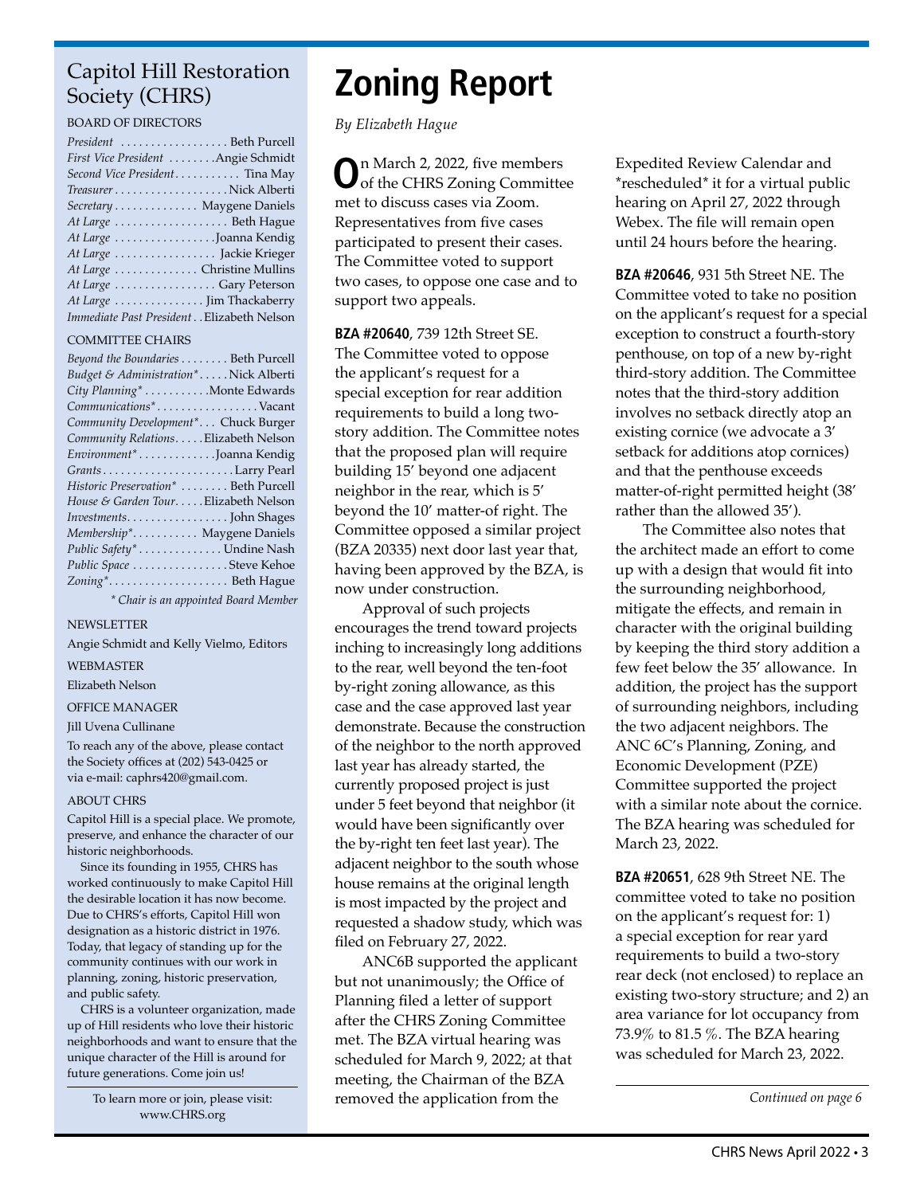## Capitol Hill Restoration Society (CHRS)

BOARD OF DIRECTORS

*President* .................. Beth Purcell
*First Vice President* ........Angie Schmidt
*Second Vice President*........... Tina May
*Treasurer*...................Nick Alberti
*Secretary*.............. Maygene Daniels
*At Large* ................... Beth Hague
*At Large* .................Joanna Kendig
*At Large* ................. Jackie Krieger
*At Large* .............. Christine Mullins
*At Large* ................. Gary Peterson
*At Large* ............... Jim Thackaberry
*Immediate Past President*. . Elizabeth Nelson

COMMITTEE CHAIRS

*Beyond the Boundaries*........ Beth Purcell
*Budget & Administration**.....Nick Alberti
*City Planning** ...........Monte Edwards
*Communications**.................Vacant
*Community Development**... Chuck Burger
*Community Relations*.....Elizabeth Nelson
*Environment**.............Joanna Kendig
*Grants*......................Larry Pearl
*Historic Preservation** ........ Beth Purcell
*House & Garden Tour*.....Elizabeth Nelson
*Investments*................. John Shages
*Membership**........... Maygene Daniels
*Public Safety**.............. Undine Nash
*Public Space* ................Steve Kehoe
*Zoning**.................... Beth Hague

*\* Chair is an appointed Board Member*

NEWSLETTER

Angie Schmidt and Kelly Vielmo, Editors

WEBMASTER

Elizabeth Nelson

OFFICE MANAGER

Jill Uvena Cullinane

To reach any of the above, please contact the Society offices at (202) 543-0425 or via e-mail: caphrs420@gmail.com.

ABOUT CHRS

Capitol Hill is a special place. We promote, preserve, and enhance the character of our historic neighborhoods.

Since its founding in 1955, CHRS has worked continuously to make Capitol Hill the desirable location it has now become. Due to CHRS's efforts, Capitol Hill won designation as a historic district in 1976. Today, that legacy of standing up for the community continues with our work in planning, zoning, historic preservation, and public safety.

CHRS is a volunteer organization, made up of Hill residents who love their historic neighborhoods and want to ensure that the unique character of the Hill is around for future generations. Come join us!

To learn more or join, please visit: www.CHRS.org

# Zoning Report

*By Elizabeth Hague*

On March 2, 2022, five members of the CHRS Zoning Committee met to discuss cases via Zoom. Representatives from five cases participated to present their cases. The Committee voted to support two cases, to oppose one case and to support two appeals.

**BZA #20640**, 739 12th Street SE. The Committee voted to oppose the applicant's request for a special exception for rear addition requirements to build a long two-story addition. The Committee notes that the proposed plan will require building 15' beyond one adjacent neighbor in the rear, which is 5' beyond the 10' matter-of right. The Committee opposed a similar project (BZA 20335) next door last year that, having been approved by the BZA, is now under construction.

Approval of such projects encourages the trend toward projects inching to increasingly long additions to the rear, well beyond the ten-foot by-right zoning allowance, as this case and the case approved last year demonstrate. Because the construction of the neighbor to the north approved last year has already started, the currently proposed project is just under 5 feet beyond that neighbor (it would have been significantly over the by-right ten feet last year). The adjacent neighbor to the south whose house remains at the original length is most impacted by the project and requested a shadow study, which was filed on February 27, 2022.

ANC6B supported the applicant but not unanimously; the Office of Planning filed a letter of support after the CHRS Zoning Committee met. The BZA virtual hearing was scheduled for March 9, 2022; at that meeting, the Chairman of the BZA removed the application from the Expedited Review Calendar and *rescheduled* it for a virtual public hearing on April 27, 2022 through Webex. The file will remain open until 24 hours before the hearing.

**BZA #20646**, 931 5th Street NE. The Committee voted to take no position on the applicant's request for a special exception to construct a fourth-story penthouse, on top of a new by-right third-story addition. The Committee notes that the third-story addition involves no setback directly atop an existing cornice (we advocate a 3' setback for additions atop cornices) and that the penthouse exceeds matter-of-right permitted height (38' rather than the allowed 35').

The Committee also notes that the architect made an effort to come up with a design that would fit into the surrounding neighborhood, mitigate the effects, and remain in character with the original building by keeping the third story addition a few feet below the 35' allowance. In addition, the project has the support of surrounding neighbors, including the two adjacent neighbors. The ANC 6C's Planning, Zoning, and Economic Development (PZE) Committee supported the project with a similar note about the cornice. The BZA hearing was scheduled for March 23, 2022.

**BZA #20651**, 628 9th Street NE. The committee voted to take no position on the applicant's request for: 1) a special exception for rear yard requirements to build a two-story rear deck (not enclosed) to replace an existing two-story structure; and 2) an area variance for lot occupancy from 73.9% to 81.5 %. The BZA hearing was scheduled for March 23, 2022.

*Continued on page 6*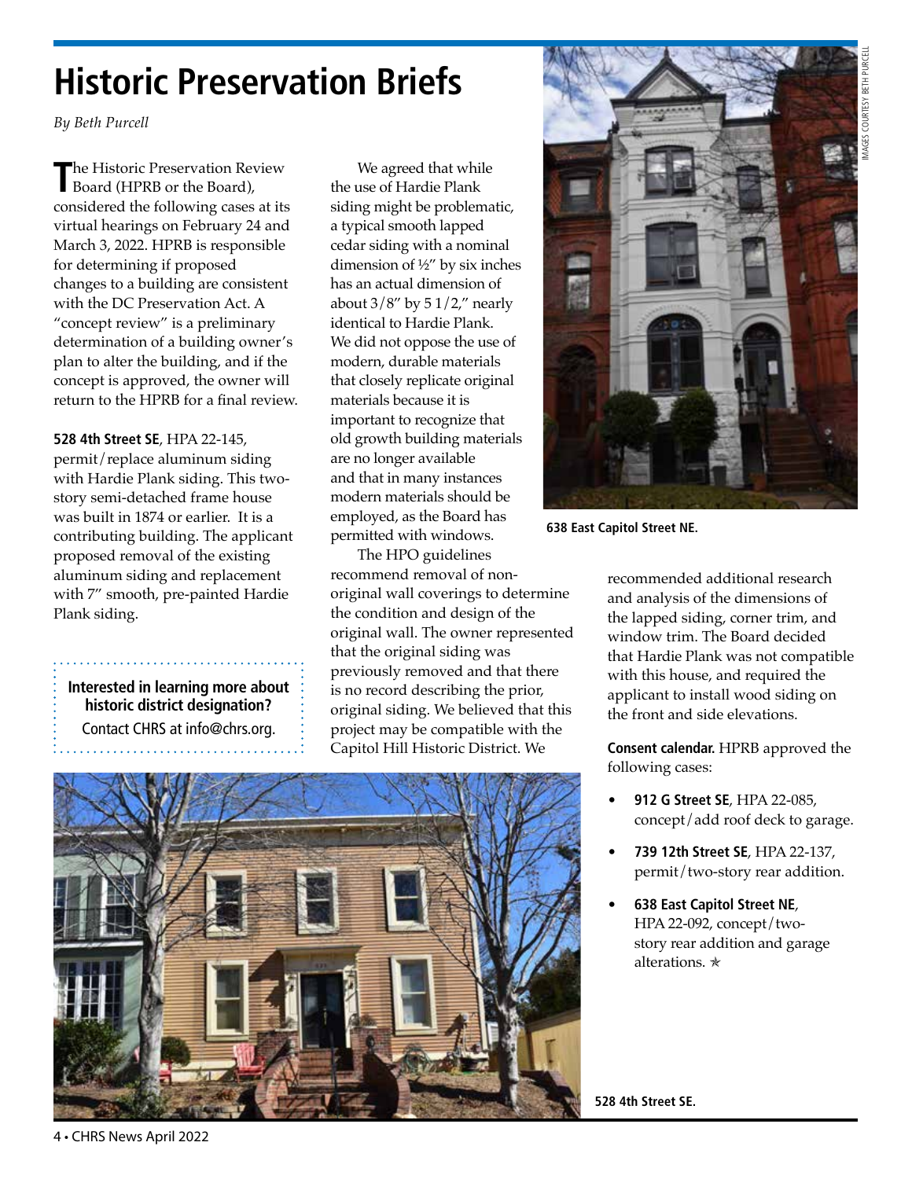# Historic Preservation Briefs

*By Beth Purcell*

The Historic Preservation Review Board (HPRB or the Board), considered the following cases at its virtual hearings on February 24 and March 3, 2022. HPRB is responsible for determining if proposed changes to a building are consistent with the DC Preservation Act. A "concept review" is a preliminary determination of a building owner's plan to alter the building, and if the concept is approved, the owner will return to the HPRB for a final review.

**528 4th Street SE**, HPA 22-145, permit/replace aluminum siding with Hardie Plank siding. This two-story semi-detached frame house was built in 1874 or earlier. It is a contributing building. The applicant proposed removal of the existing aluminum siding and replacement with 7" smooth, pre-painted Hardie Plank siding.

> **Interested in learning more about historic district designation?**
> Contact CHRS at info@chrs.org.

We agreed that while the use of Hardie Plank siding might be problematic, a typical smooth lapped cedar siding with a nominal dimension of ½" by six inches has an actual dimension of about 3/8" by 5 1/2," nearly identical to Hardie Plank. We did not oppose the use of modern, durable materials that closely replicate original materials because it is important to recognize that old growth building materials are no longer available and that in many instances modern materials should be employed, as the Board has permitted with windows.

The HPO guidelines recommend removal of non-original wall coverings to determine the condition and design of the original wall. The owner represented that the original siding was previously removed and that there is no record describing the prior, original siding. We believed that this project may be compatible with the Capitol Hill Historic District. We recommended additional research and analysis of the dimensions of the lapped siding, corner trim, and window trim. The Board decided that Hardie Plank was not compatible with this house, and required the applicant to install wood siding on the front and side elevations.

**638 East Capitol Street NE.**

**Consent calendar.** HPRB approved the following cases:

- **912 G Street SE**, HPA 22-085, concept/add roof deck to garage.
- **739 12th Street SE**, HPA 22-137, permit/two-story rear addition.
- **638 East Capitol Street NE**, HPA 22-092, concept/two-story rear addition and garage alterations. ✯

**528 4th Street SE.**

IMAGES COURTESY BETH PURCELL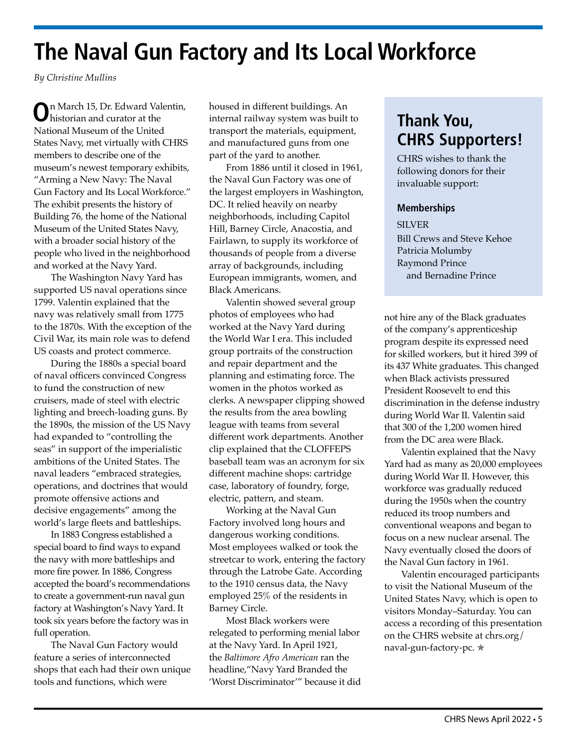# The Naval Gun Factory and Its Local Workforce

*By Christine Mullins*

On March 15, Dr. Edward Valentin, historian and curator at the National Museum of the United States Navy, met virtually with CHRS members to describe one of the museum's newest temporary exhibits, "Arming a New Navy: The Naval Gun Factory and Its Local Workforce." The exhibit presents the history of Building 76, the home of the National Museum of the United States Navy, with a broader social history of the people who lived in the neighborhood and worked at the Navy Yard.

The Washington Navy Yard has supported US naval operations since 1799. Valentin explained that the navy was relatively small from 1775 to the 1870s. With the exception of the Civil War, its main role was to defend US coasts and protect commerce.

During the 1880s a special board of naval officers convinced Congress to fund the construction of new cruisers, made of steel with electric lighting and breech-loading guns. By the 1890s, the mission of the US Navy had expanded to "controlling the seas" in support of the imperialistic ambitions of the United States. The naval leaders "embraced strategies, operations, and doctrines that would promote offensive actions and decisive engagements" among the world's large fleets and battleships.

In 1883 Congress established a special board to find ways to expand the navy with more battleships and more fire power. In 1886, Congress accepted the board's recommendations to create a government-run naval gun factory at Washington's Navy Yard. It took six years before the factory was in full operation.

The Naval Gun Factory would feature a series of interconnected shops that each had their own unique tools and functions, which were housed in different buildings. An internal railway system was built to transport the materials, equipment, and manufactured guns from one part of the yard to another.

From 1886 until it closed in 1961, the Naval Gun Factory was one of the largest employers in Washington, DC. It relied heavily on nearby neighborhoods, including Capitol Hill, Barney Circle, Anacostia, and Fairlawn, to supply its workforce of thousands of people from a diverse array of backgrounds, including European immigrants, women, and Black Americans.

Valentin showed several group photos of employees who had worked at the Navy Yard during the World War I era. This included group portraits of the construction and repair department and the planning and estimating force. The women in the photos worked as clerks. A newspaper clipping showed the results from the area bowling league with teams from several different work departments. Another clip explained that the CLOFFEPS baseball team was an acronym for six different machine shops: cartridge case, laboratory of foundry, forge, electric, pattern, and steam.

Working at the Naval Gun Factory involved long hours and dangerous working conditions. Most employees walked or took the streetcar to work, entering the factory through the Latrobe Gate. According to the 1910 census data, the Navy employed 25% of the residents in Barney Circle.

Most Black workers were relegated to performing menial labor at the Navy Yard. In April 1921, the *Baltimore Afro American* ran the headline,"Navy Yard Branded the 'Worst Discriminator'" because it did not hire any of the Black graduates of the company's apprenticeship program despite its expressed need for skilled workers, but it hired 399 of its 437 White graduates. This changed when Black activists pressured President Roosevelt to end this discrimination in the defense industry during World War II. Valentin said that 300 of the 1,200 women hired from the DC area were Black.

Valentin explained that the Navy Yard had as many as 20,000 employees during World War II. However, this workforce was gradually reduced during the 1950s when the country reduced its troop numbers and conventional weapons and began to focus on a new nuclear arsenal. The Navy eventually closed the doors of the Naval Gun factory in 1961.

Valentin encouraged participants to visit the National Museum of the United States Navy, which is open to visitors Monday–Saturday. You can access a recording of this presentation on the CHRS website at chrs.org/naval-gun-factory-pc. ✯

## Thank You, CHRS Supporters!

CHRS wishes to thank the following donors for their invaluable support:

### Memberships

SILVER

Bill Crews and Steve Kehoe
Patricia Molumby
Raymond Prince and Bernadine Prince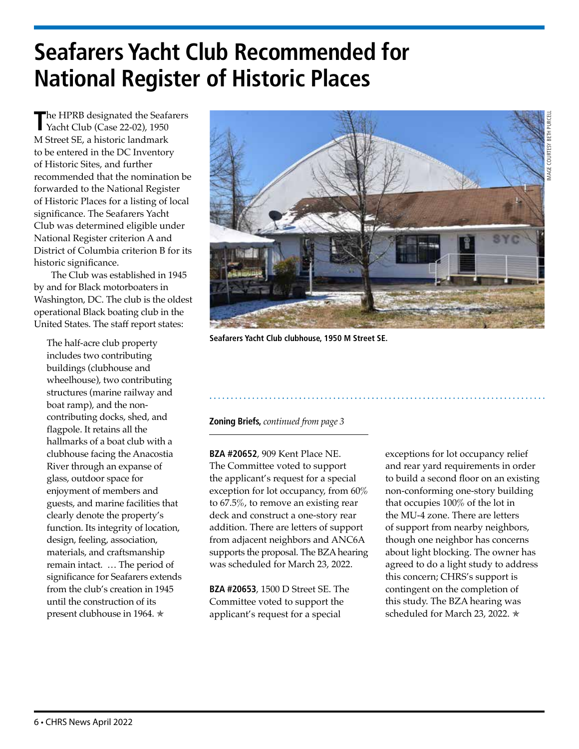# Seafarers Yacht Club Recommended for National Register of Historic Places

The HPRB designated the Seafarers Yacht Club (Case 22-02), 1950 M Street SE, a historic landmark to be entered in the DC Inventory of Historic Sites, and further recommended that the nomination be forwarded to the National Register of Historic Places for a listing of local significance. The Seafarers Yacht Club was determined eligible under National Register criterion A and District of Columbia criterion B for its historic significance.

The Club was established in 1945 by and for Black motorboaters in Washington, DC. The club is the oldest operational Black boating club in the United States. The staff report states:

> The half-acre club property includes two contributing buildings (clubhouse and wheelhouse), two contributing structures (marine railway and boat ramp), and the non-contributing docks, shed, and flagpole. It retains all the hallmarks of a boat club with a clubhouse facing the Anacostia River through an expanse of glass, outdoor space for enjoyment of members and guests, and marine facilities that clearly denote the property's function. Its integrity of location, design, feeling, association, materials, and craftsmanship remain intact. … The period of significance for Seafarers extends from the club's creation in 1945 until the construction of its present clubhouse in 1964. ✯

IMAGE COURTESY BETH PURCELL

**Seafarers Yacht Club clubhouse, 1950 M Street SE.**

---

**Zoning Briefs,** *continued from page 3*

**BZA #20652**, 909 Kent Place NE. The Committee voted to support the applicant's request for a special exception for lot occupancy, from 60% to 67.5%, to remove an existing rear deck and construct a one-story rear addition. There are letters of support from adjacent neighbors and ANC6A supports the proposal. The BZA hearing was scheduled for March 23, 2022.

**BZA #20653**, 1500 D Street SE. The Committee voted to support the applicant's request for a special exceptions for lot occupancy relief and rear yard requirements in order to build a second floor on an existing non-conforming one-story building that occupies 100% of the lot in the MU-4 zone. There are letters of support from nearby neighbors, though one neighbor has concerns about light blocking. The owner has agreed to do a light study to address this concern; CHRS's support is contingent on the completion of this study. The BZA hearing was scheduled for March 23, 2022. ✯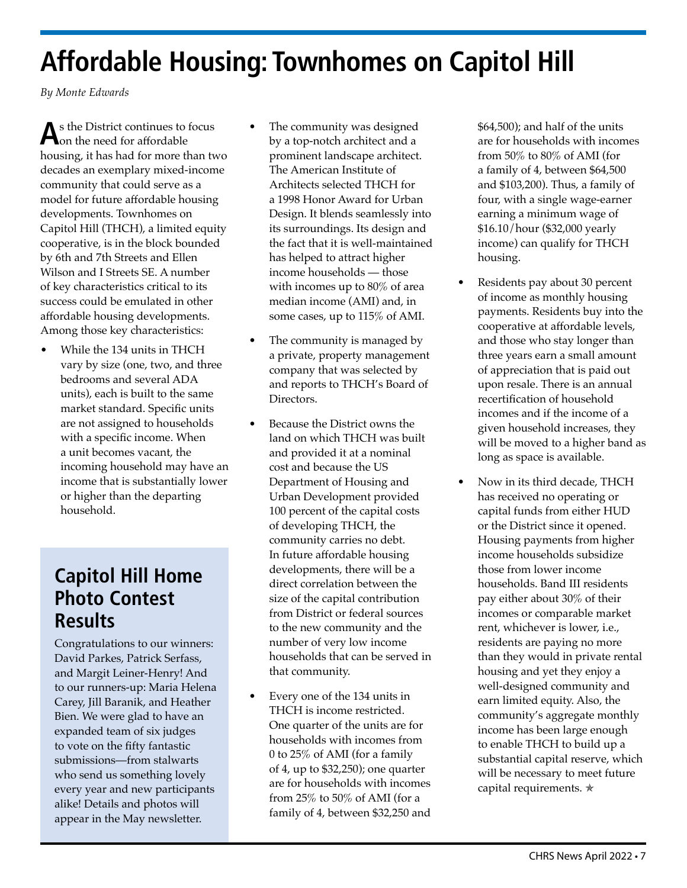# Affordable Housing: Townhomes on Capitol Hill

*By Monte Edwards*

As the District continues to focus on the need for affordable housing, it has had for more than two decades an exemplary mixed-income community that could serve as a model for future affordable housing developments. Townhomes on Capitol Hill (THCH), a limited equity cooperative, is in the block bounded by 6th and 7th Streets and Ellen Wilson and I Streets SE. A number of key characteristics critical to its success could be emulated in other affordable housing developments. Among those key characteristics:

- While the 134 units in THCH vary by size (one, two, and three bedrooms and several ADA units), each is built to the same market standard. Specific units are not assigned to households with a specific income. When a unit becomes vacant, the incoming household may have an income that is substantially lower or higher than the departing household.
- The community was designed by a top-notch architect and a prominent landscape architect. The American Institute of Architects selected THCH for a 1998 Honor Award for Urban Design. It blends seamlessly into its surroundings. Its design and the fact that it is well-maintained has helped to attract higher income households — those with incomes up to 80% of area median income (AMI) and, in some cases, up to 115% of AMI.
- The community is managed by a private, property management company that was selected by and reports to THCH's Board of Directors.
- Because the District owns the land on which THCH was built and provided it at a nominal cost and because the US Department of Housing and Urban Development provided 100 percent of the capital costs of developing THCH, the community carries no debt. In future affordable housing developments, there will be a direct correlation between the size of the capital contribution from District or federal sources to the new community and the number of very low income households that can be served in that community.
- Every one of the 134 units in THCH is income restricted. One quarter of the units are for households with incomes from 0 to 25% of AMI (for a family of 4, up to $32,250); one quarter are for households with incomes from 25% to 50% of AMI (for a family of 4, between $32,250 and $64,500); and half of the units are for households with incomes from 50% to 80% of AMI (for a family of 4, between $64,500 and $103,200). Thus, a family of four, with a single wage-earner earning a minimum wage of $16.10/hour ($32,000 yearly income) can qualify for THCH housing.
- Residents pay about 30 percent of income as monthly housing payments. Residents buy into the cooperative at affordable levels, and those who stay longer than three years earn a small amount of appreciation that is paid out upon resale. There is an annual recertification of household incomes and if the income of a given household increases, they will be moved to a higher band as long as space is available.
- Now in its third decade, THCH has received no operating or capital funds from either HUD or the District since it opened. Housing payments from higher income households subsidize those from lower income households. Band III residents pay either about 30% of their incomes or comparable market rent, whichever is lower, i.e., residents are paying no more than they would in private rental housing and yet they enjoy a well-designed community and earn limited equity. Also, the community's aggregate monthly income has been large enough to enable THCH to build up a substantial capital reserve, which will be necessary to meet future capital requirements. ✭

## Capitol Hill Home Photo Contest Results

Congratulations to our winners: David Parkes, Patrick Serfass, and Margit Leiner-Henry! And to our runners-up: Maria Helena Carey, Jill Baranik, and Heather Bien. We were glad to have an expanded team of six judges to vote on the fifty fantastic submissions—from stalwarts who send us something lovely every year and new participants alike! Details and photos will appear in the May newsletter.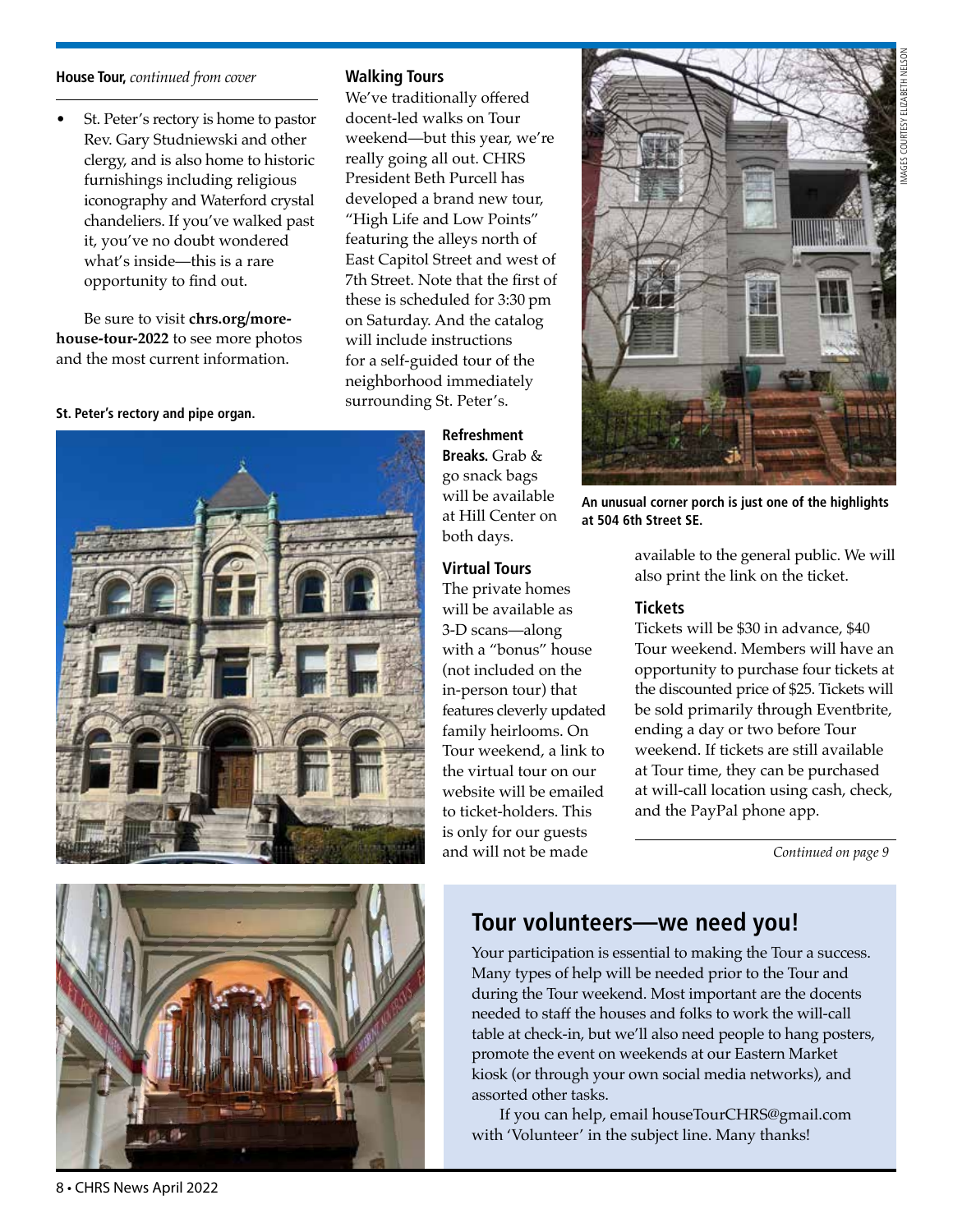**House Tour,** *continued from cover*

- St. Peter's rectory is home to pastor Rev. Gary Studniewski and other clergy, and is also home to historic furnishings including religious iconography and Waterford crystal chandeliers. If you've walked past it, you've no doubt wondered what's inside—this is a rare opportunity to find out.

Be sure to visit **chrs.org/more-house-tour-2022** to see more photos and the most current information.

**St. Peter's rectory and pipe organ.**

### Walking Tours

We've traditionally offered docent-led walks on Tour weekend—but this year, we're really going all out. CHRS President Beth Purcell has developed a brand new tour, "High Life and Low Points" featuring the alleys north of East Capitol Street and west of 7th Street. Note that the first of these is scheduled for 3:30 pm on Saturday. And the catalog will include instructions for a self-guided tour of the neighborhood immediately surrounding St. Peter's.

**Refreshment Breaks.** Grab & go snack bags will be available at Hill Center on both days.

### Virtual Tours

The private homes will be available as 3-D scans—along with a "bonus" house (not included on the in-person tour) that features cleverly updated family heirlooms. On Tour weekend, a link to the virtual tour on our website will be emailed to ticket-holders. This is only for our guests and will not be made available to the general public. We will also print the link on the ticket.

IMAGES COURTESY ELIZABETH NELSON

**An unusual corner porch is just one of the highlights at 504 6th Street SE.**

### Tickets

Tickets will be $30 in advance, $40 Tour weekend. Members will have an opportunity to purchase four tickets at the discounted price of $25. Tickets will be sold primarily through Eventbrite, ending a day or two before Tour weekend. If tickets are still available at Tour time, they can be purchased at will-call location using cash, check, and the PayPal phone app.

*Continued on page 9*

## Tour volunteers—we need you!

Your participation is essential to making the Tour a success. Many types of help will be needed prior to the Tour and during the Tour weekend. Most important are the docents needed to staff the houses and folks to work the will-call table at check-in, but we'll also need people to hang posters, promote the event on weekends at our Eastern Market kiosk (or through your own social media networks), and assorted other tasks.

If you can help, email houseTourCHRS@gmail.com with 'Volunteer' in the subject line. Many thanks!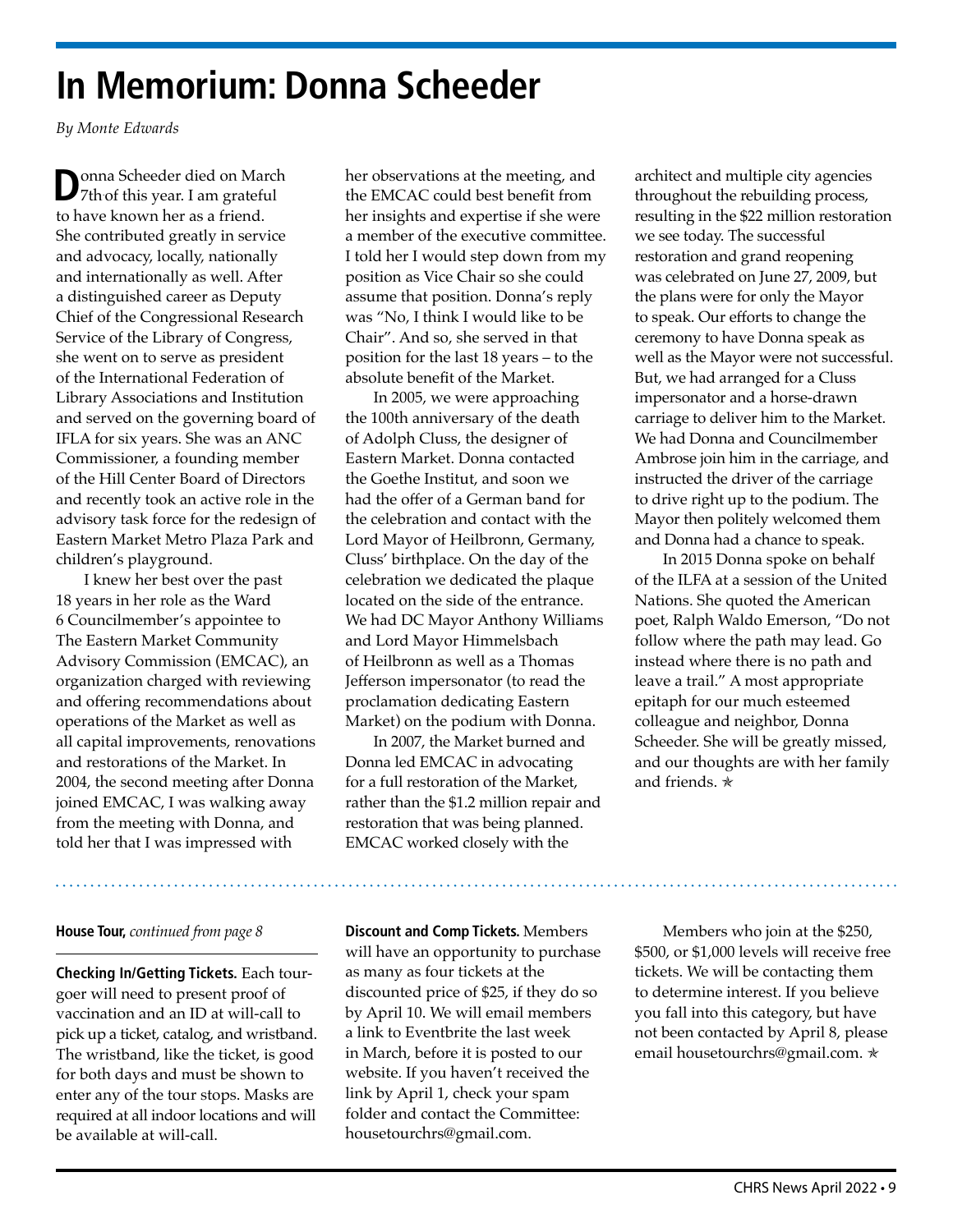# In Memorium: Donna Scheeder

*By Monte Edwards*

Donna Scheeder died on March 7th of this year. I am grateful to have known her as a friend. She contributed greatly in service and advocacy, locally, nationally and internationally as well. After a distinguished career as Deputy Chief of the Congressional Research Service of the Library of Congress, she went on to serve as president of the International Federation of Library Associations and Institution and served on the governing board of IFLA for six years. She was an ANC Commissioner, a founding member of the Hill Center Board of Directors and recently took an active role in the advisory task force for the redesign of Eastern Market Metro Plaza Park and children's playground.

I knew her best over the past 18 years in her role as the Ward 6 Councilmember's appointee to The Eastern Market Community Advisory Commission (EMCAC), an organization charged with reviewing and offering recommendations about operations of the Market as well as all capital improvements, renovations and restorations of the Market. In 2004, the second meeting after Donna joined EMCAC, I was walking away from the meeting with Donna, and told her that I was impressed with her observations at the meeting, and the EMCAC could best benefit from her insights and expertise if she were a member of the executive committee. I told her I would step down from my position as Vice Chair so she could assume that position. Donna's reply was "No, I think I would like to be Chair". And so, she served in that position for the last 18 years – to the absolute benefit of the Market.

In 2005, we were approaching the 100th anniversary of the death of Adolph Cluss, the designer of Eastern Market. Donna contacted the Goethe Institut, and soon we had the offer of a German band for the celebration and contact with the Lord Mayor of Heilbronn, Germany, Cluss' birthplace. On the day of the celebration we dedicated the plaque located on the side of the entrance. We had DC Mayor Anthony Williams and Lord Mayor Himmelsbach of Heilbronn as well as a Thomas Jefferson impersonator (to read the proclamation dedicating Eastern Market) on the podium with Donna.

In 2007, the Market burned and Donna led EMCAC in advocating for a full restoration of the Market, rather than the $1.2 million repair and restoration that was being planned. EMCAC worked closely with the architect and multiple city agencies throughout the rebuilding process, resulting in the $22 million restoration we see today. The successful restoration and grand reopening was celebrated on June 27, 2009, but the plans were for only the Mayor to speak. Our efforts to change the ceremony to have Donna speak as well as the Mayor were not successful. But, we had arranged for a Cluss impersonator and a horse-drawn carriage to deliver him to the Market. We had Donna and Councilmember Ambrose join him in the carriage, and instructed the driver of the carriage to drive right up to the podium. The Mayor then politely welcomed them and Donna had a chance to speak.

In 2015 Donna spoke on behalf of the ILFA at a session of the United Nations. She quoted the American poet, Ralph Waldo Emerson, "Do not follow where the path may lead. Go instead where there is no path and leave a trail." A most appropriate epitaph for our much esteemed colleague and neighbor, Donna Scheeder. She will be greatly missed, and our thoughts are with her family and friends. ✯

---

**House Tour,** *continued from page 8*

**Checking In/Getting Tickets.** Each tour-goer will need to present proof of vaccination and an ID at will-call to pick up a ticket, catalog, and wristband. The wristband, like the ticket, is good for both days and must be shown to enter any of the tour stops. Masks are required at all indoor locations and will be available at will-call.

**Discount and Comp Tickets.** Members will have an opportunity to purchase as many as four tickets at the discounted price of $25, if they do so by April 10. We will email members a link to Eventbrite the last week in March, before it is posted to our website. If you haven't received the link by April 1, check your spam folder and contact the Committee: housetourchrs@gmail.com.

Members who join at the $250, $500, or $1,000 levels will receive free tickets. We will be contacting them to determine interest. If you believe you fall into this category, but have not been contacted by April 8, please email housetourchrs@gmail.com. ✯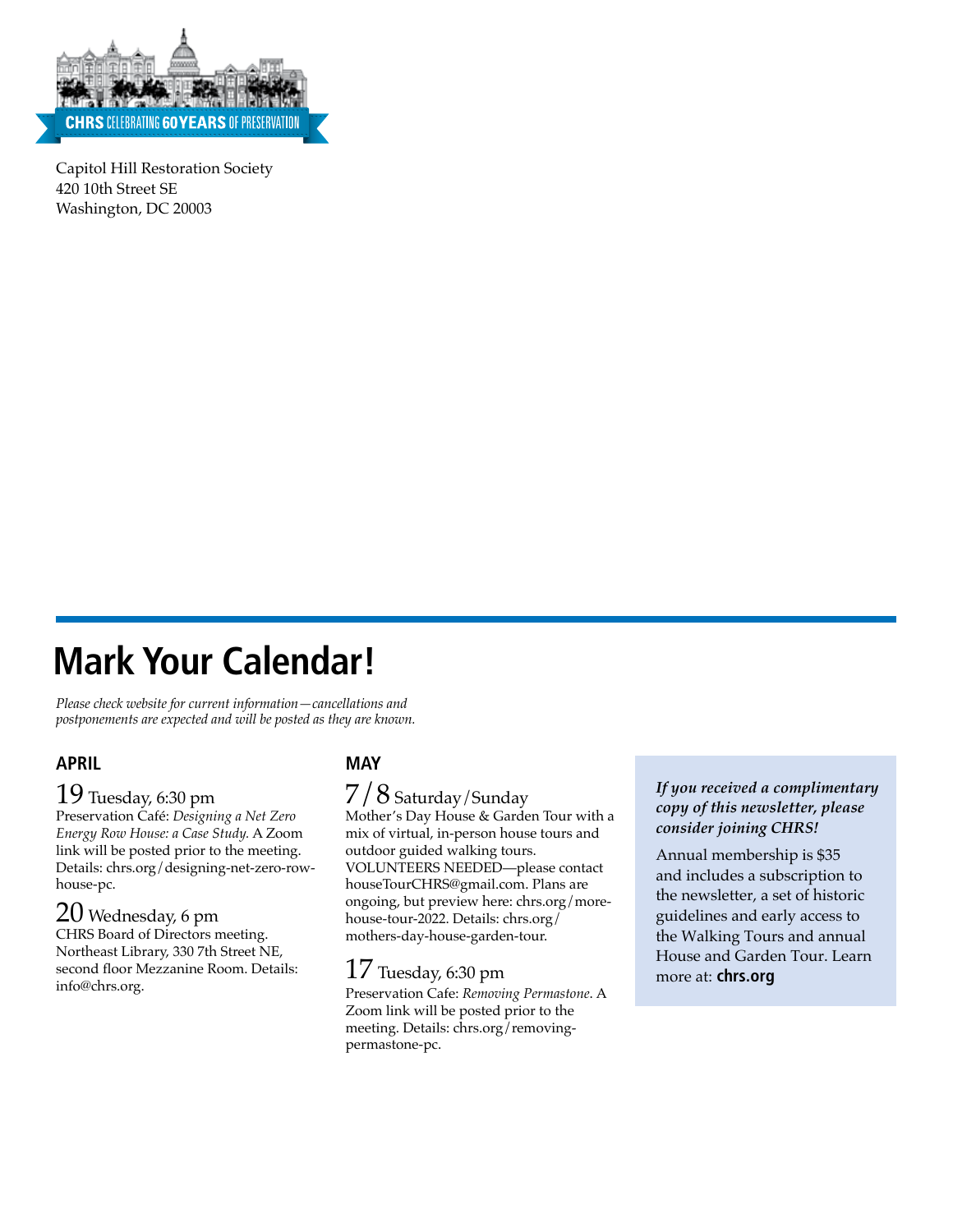CHRS CELEBRATING 60 YEARS OF PRESERVATION

Capitol Hill Restoration Society
420 10th Street SE
Washington, DC 20003

# Mark Your Calendar!

*Please check website for current information—cancellations and postponements are expected and will be posted as they are known.*

### APRIL

**19** Tuesday, 6:30 pm
Preservation Café: *Designing a Net Zero Energy Row House: a Case Study.* A Zoom link will be posted prior to the meeting. Details: chrs.org/designing-net-zero-row-house-pc.

**20** Wednesday, 6 pm
CHRS Board of Directors meeting. Northeast Library, 330 7th Street NE, second floor Mezzanine Room. Details: info@chrs.org.

### MAY

**7/8** Saturday/Sunday
Mother's Day House & Garden Tour with a mix of virtual, in-person house tours and outdoor guided walking tours. VOLUNTEERS NEEDED—please contact houseTourCHRS@gmail.com. Plans are ongoing, but preview here: chrs.org/more-house-tour-2022. Details: chrs.org/mothers-day-house-garden-tour.

**17** Tuesday, 6:30 pm
Preservation Cafe: *Removing Permastone*. A Zoom link will be posted prior to the meeting. Details: chrs.org/removing-permastone-pc.

***If you received a complimentary copy of this newsletter, please consider joining CHRS!***

Annual membership is $35 and includes a subscription to the newsletter, a set of historic guidelines and early access to the Walking Tours and annual House and Garden Tour. Learn more at: **chrs.org**